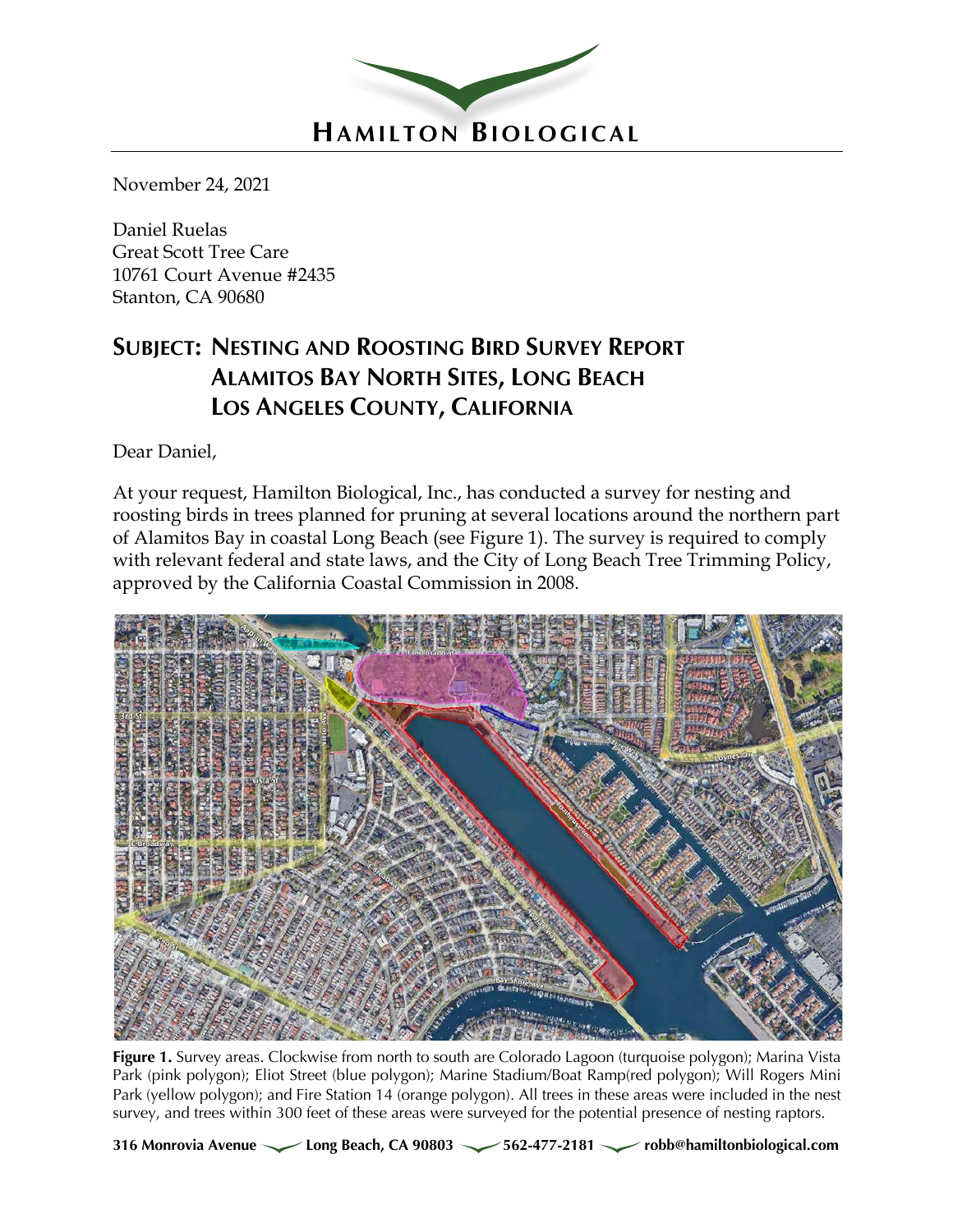# HAMILTON BIOLOGICAL

November 24, 2021

Daniel Ruelas
Great Scott Tree Care
10761 Court Avenue #2435
Stanton, CA 90680

## SUBJECT: NESTING AND ROOSTING BIRD SURVEY REPORT ALAMITOS BAY NORTH SITES, LONG BEACH LOS ANGELES COUNTY, CALIFORNIA

Dear Daniel,

At your request, Hamilton Biological, Inc., has conducted a survey for nesting and roosting birds in trees planned for pruning at several locations around the northern part of Alamitos Bay in coastal Long Beach (see Figure 1). The survey is required to comply with relevant federal and state laws, and the City of Long Beach Tree Trimming Policy, approved by the California Coastal Commission in 2008.

**Figure 1.** Survey areas. Clockwise from north to south are Colorado Lagoon (turquoise polygon); Marina Vista Park (pink polygon); Eliot Street (blue polygon); Marine Stadium/Boat Ramp(red polygon); Will Rogers Mini Park (yellow polygon); and Fire Station 14 (orange polygon). All trees in these areas were included in the nest survey, and trees within 300 feet of these areas were surveyed for the potential presence of nesting raptors.

316 Monrovia Avenue · Long Beach, CA 90803 · 562-477-2181 · robb@hamiltonbiological.com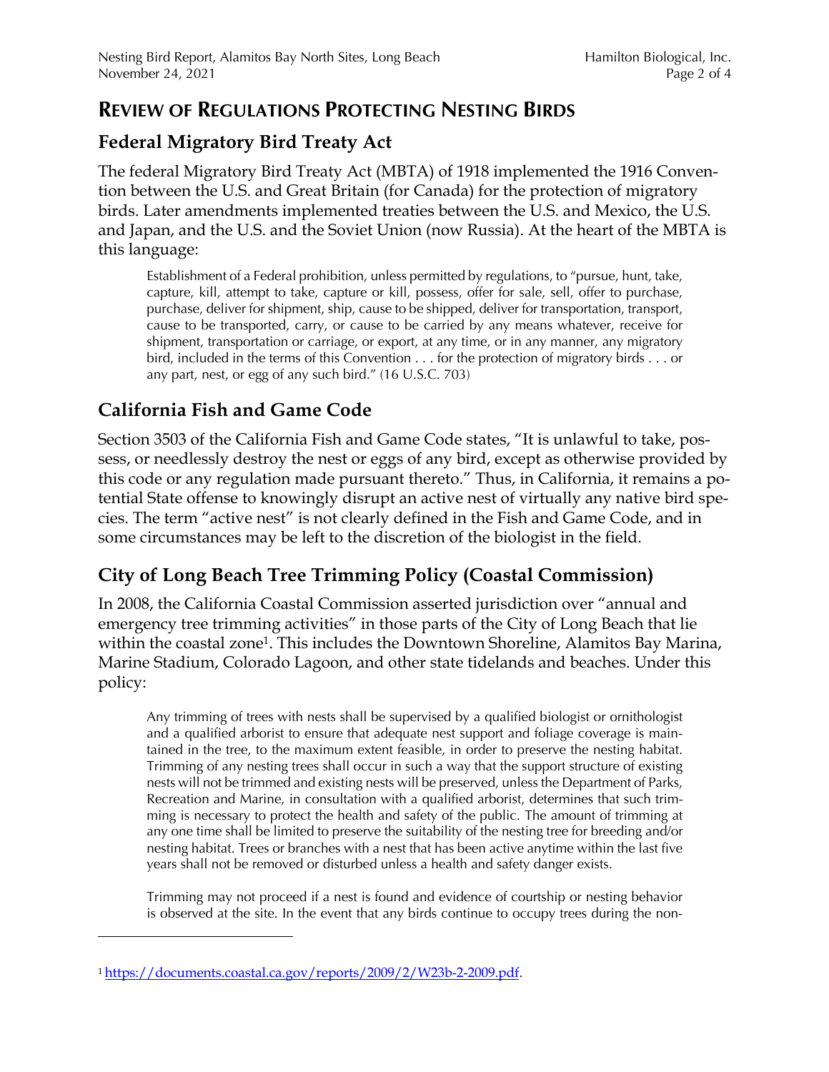## REVIEW OF REGULATIONS PROTECTING NESTING BIRDS

### Federal Migratory Bird Treaty Act

The federal Migratory Bird Treaty Act (MBTA) of 1918 implemented the 1916 Convention between the U.S. and Great Britain (for Canada) for the protection of migratory birds. Later amendments implemented treaties between the U.S. and Mexico, the U.S. and Japan, and the U.S. and the Soviet Union (now Russia). At the heart of the MBTA is this language:

> Establishment of a Federal prohibition, unless permitted by regulations, to "pursue, hunt, take, capture, kill, attempt to take, capture or kill, possess, offer for sale, sell, offer to purchase, purchase, deliver for shipment, ship, cause to be shipped, deliver for transportation, transport, cause to be transported, carry, or cause to be carried by any means whatever, receive for shipment, transportation or carriage, or export, at any time, or in any manner, any migratory bird, included in the terms of this Convention . . . for the protection of migratory birds . . . or any part, nest, or egg of any such bird." (16 U.S.C. 703)

### California Fish and Game Code

Section 3503 of the California Fish and Game Code states, "It is unlawful to take, possess, or needlessly destroy the nest or eggs of any bird, except as otherwise provided by this code or any regulation made pursuant thereto." Thus, in California, it remains a potential State offense to knowingly disrupt an active nest of virtually any native bird species. The term "active nest" is not clearly defined in the Fish and Game Code, and in some circumstances may be left to the discretion of the biologist in the field.

### City of Long Beach Tree Trimming Policy (Coastal Commission)

In 2008, the California Coastal Commission asserted jurisdiction over "annual and emergency tree trimming activities" in those parts of the City of Long Beach that lie within the coastal zone[1]. This includes the Downtown Shoreline, Alamitos Bay Marina, Marine Stadium, Colorado Lagoon, and other state tidelands and beaches. Under this policy:

> Any trimming of trees with nests shall be supervised by a qualified biologist or ornithologist and a qualified arborist to ensure that adequate nest support and foliage coverage is maintained in the tree, to the maximum extent feasible, in order to preserve the nesting habitat. Trimming of any nesting trees shall occur in such a way that the support structure of existing nests will not be trimmed and existing nests will be preserved, unless the Department of Parks, Recreation and Marine, in consultation with a qualified arborist, determines that such trimming is necessary to protect the health and safety of the public. The amount of trimming at any one time shall be limited to preserve the suitability of the nesting tree for breeding and/or nesting habitat. Trees or branches with a nest that has been active anytime within the last five years shall not be removed or disturbed unless a health and safety danger exists.
>
> Trimming may not proceed if a nest is found and evidence of courtship or nesting behavior is observed at the site. In the event that any birds continue to occupy trees during the non-

---

[1] https://documents.coastal.ca.gov/reports/2009/2/W23b-2-2009.pdf.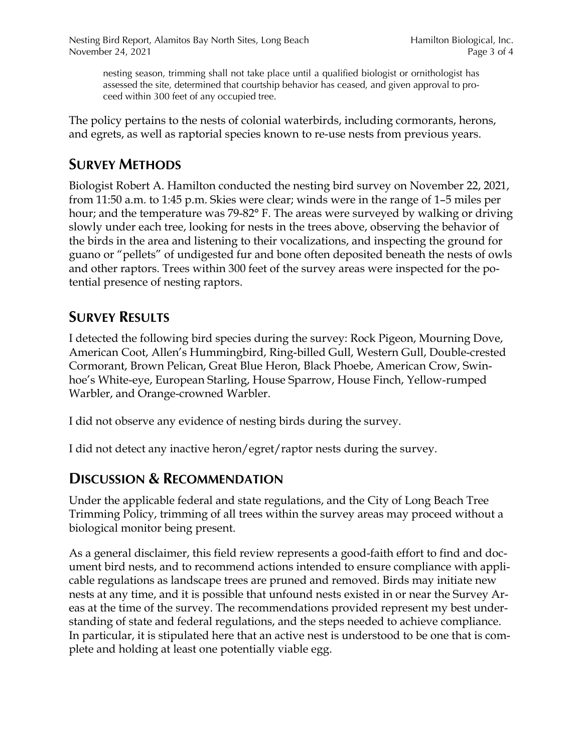> nesting season, trimming shall not take place until a qualified biologist or ornithologist has assessed the site, determined that courtship behavior has ceased, and given approval to proceed within 300 feet of any occupied tree.

The policy pertains to the nests of colonial waterbirds, including cormorants, herons, and egrets, as well as raptorial species known to re-use nests from previous years.

## Survey Methods

Biologist Robert A. Hamilton conducted the nesting bird survey on November 22, 2021, from 11:50 a.m. to 1:45 p.m. Skies were clear; winds were in the range of 1–5 miles per hour; and the temperature was 79-82° F. The areas were surveyed by walking or driving slowly under each tree, looking for nests in the trees above, observing the behavior of the birds in the area and listening to their vocalizations, and inspecting the ground for guano or "pellets" of undigested fur and bone often deposited beneath the nests of owls and other raptors. Trees within 300 feet of the survey areas were inspected for the potential presence of nesting raptors.

## Survey Results

I detected the following bird species during the survey: Rock Pigeon, Mourning Dove, American Coot, Allen's Hummingbird, Ring-billed Gull, Western Gull, Double-crested Cormorant, Brown Pelican, Great Blue Heron, Black Phoebe, American Crow, Swinhoe's White-eye, European Starling, House Sparrow, House Finch, Yellow-rumped Warbler, and Orange-crowned Warbler.

I did not observe any evidence of nesting birds during the survey.

I did not detect any inactive heron/egret/raptor nests during the survey.

## Discussion & Recommendation

Under the applicable federal and state regulations, and the City of Long Beach Tree Trimming Policy, trimming of all trees within the survey areas may proceed without a biological monitor being present.

As a general disclaimer, this field review represents a good-faith effort to find and document bird nests, and to recommend actions intended to ensure compliance with applicable regulations as landscape trees are pruned and removed. Birds may initiate new nests at any time, and it is possible that unfound nests existed in or near the Survey Areas at the time of the survey. The recommendations provided represent my best understanding of state and federal regulations, and the steps needed to achieve compliance. In particular, it is stipulated here that an active nest is understood to be one that is complete and holding at least one potentially viable egg.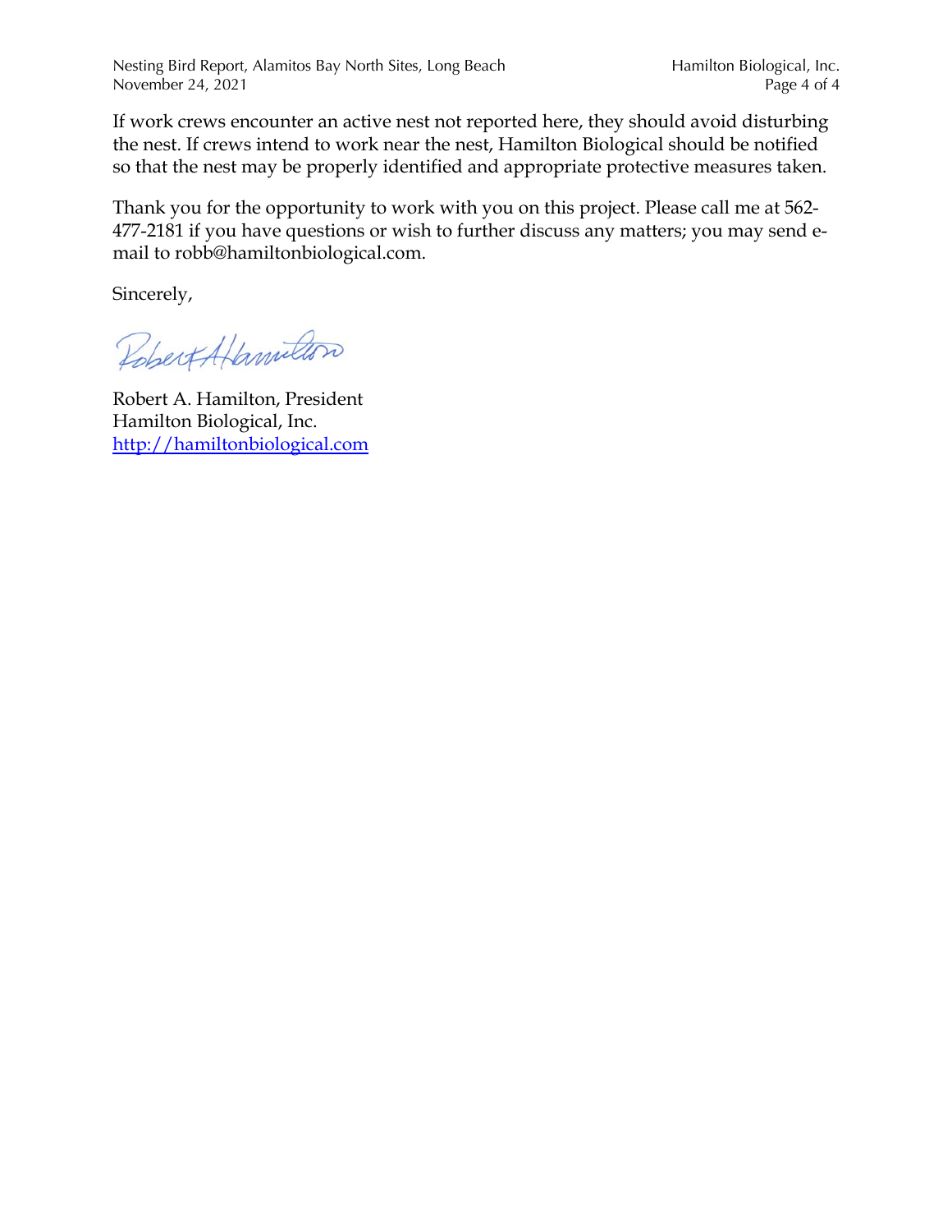If work crews encounter an active nest not reported here, they should avoid disturbing the nest. If crews intend to work near the nest, Hamilton Biological should be notified so that the nest may be properly identified and appropriate protective measures taken.

Thank you for the opportunity to work with you on this project. Please call me at 562-477-2181 if you have questions or wish to further discuss any matters; you may send e-mail to robb@hamiltonbiological.com.

Sincerely,

Robert A. Hamilton, President
Hamilton Biological, Inc.
[http://hamiltonbiological.com](http://hamiltonbiological.com)